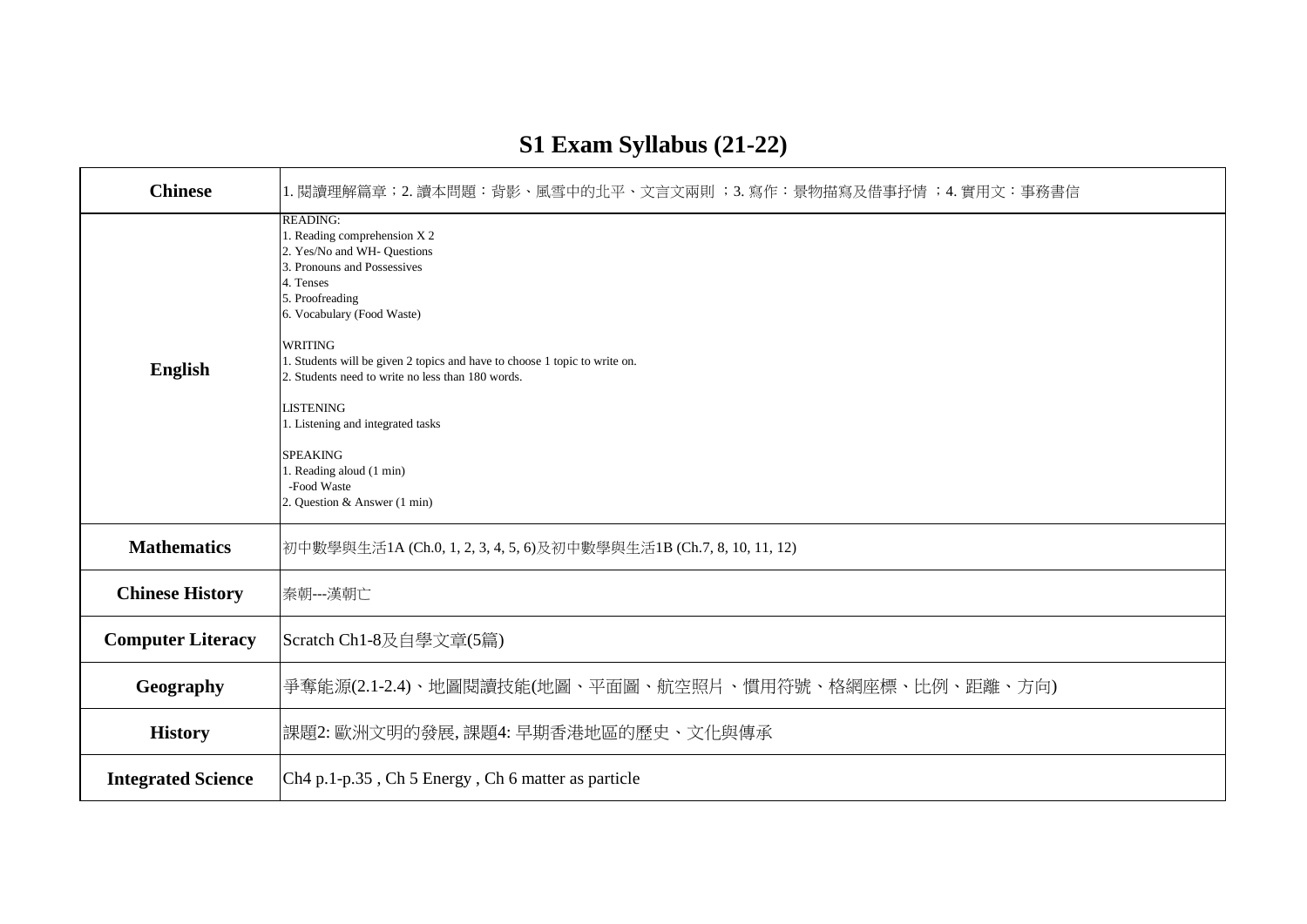# S1 Exam Syllabus (21-22)

| Subject | Syllabus |
| --- | --- |
| **Chinese** | 1. 閱讀理解篇章；2. 讀本問題：背影、風雪中的北平、文言文兩則 ；3. 寫作：景物描寫及借事抒情 ；4. 實用文：事務書信 |
| **English** | READING:<br>1. Reading comprehension X 2<br>2. Yes/No and WH- Questions<br>3. Pronouns and Possessives<br>4. Tenses<br>5. Proofreading<br>6. Vocabulary (Food Waste)<br><br>WRITING<br>1. Students will be given 2 topics and have to choose 1 topic to write on.<br>2. Students need to write no less than 180 words.<br><br>LISTENING<br>1. Listening and integrated tasks<br><br>SPEAKING<br>1. Reading aloud (1 min)<br>-Food Waste<br>2. Question & Answer (1 min) |
| **Mathematics** | 初中數學與生活1A (Ch.0, 1, 2, 3, 4, 5, 6)及初中數學與生活1B (Ch.7, 8, 10, 11, 12) |
| **Chinese History** | 秦朝---漢朝亡 |
| **Computer Literacy** | Scratch Ch1-8及自學文章(5篇) |
| **Geography** | 爭奪能源(2.1-2.4)、地圖閱讀技能(地圖、平面圖、航空照片、慣用符號、格網座標、比例、距離、方向) |
| **History** | 課題2: 歐洲文明的發展, 課題4: 早期香港地區的歷史、文化與傳承 |
| **Integrated Science** | Ch4 p.1-p.35 , Ch 5 Energy , Ch 6 matter as particle |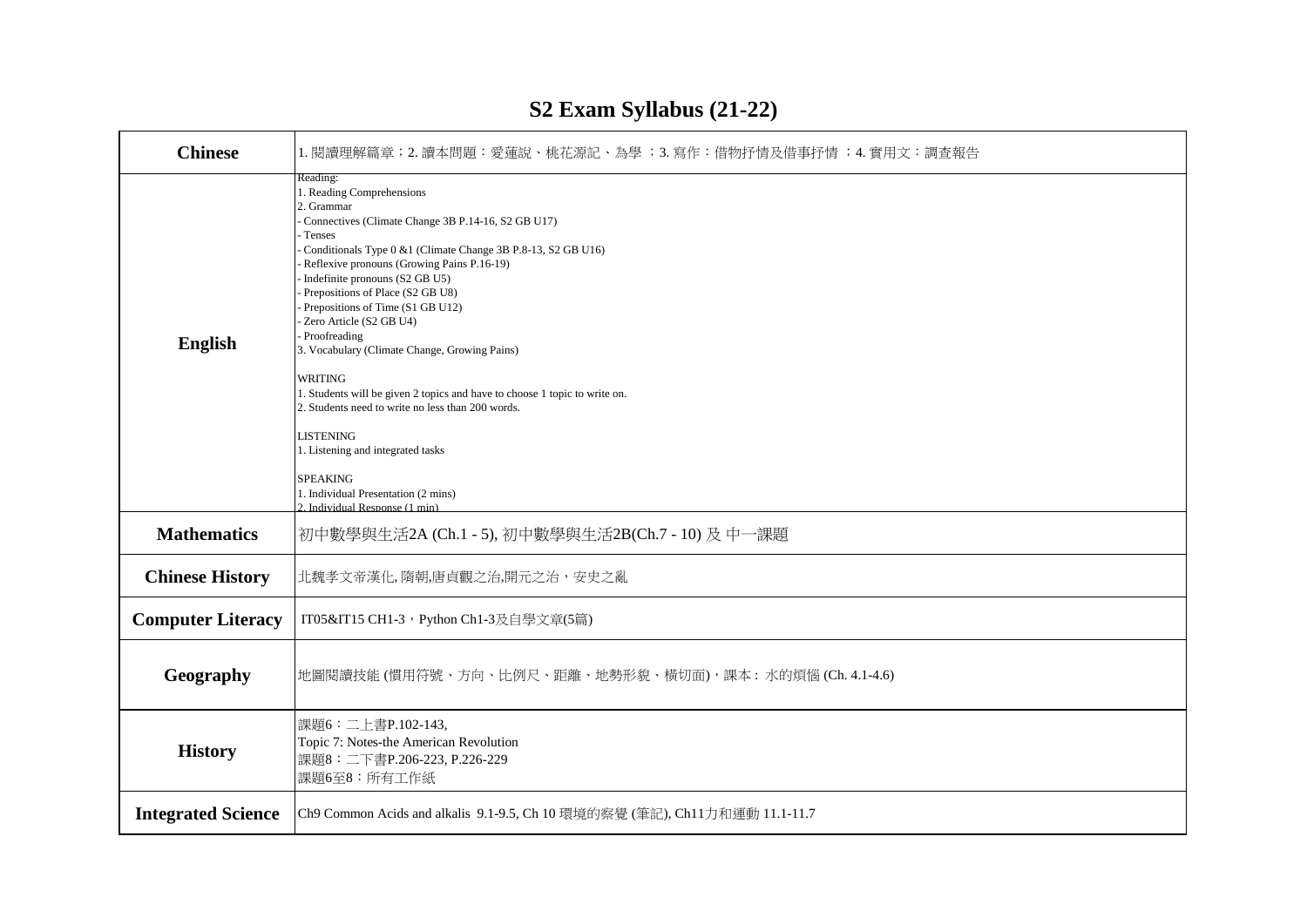# S2 Exam Syllabus (21-22)

| Subject | Syllabus |
| --- | --- |
| **Chinese** | 1. 閱讀理解篇章；2. 讀本問題：愛蓮說、桃花源記、為學 ；3. 寫作：借物抒情及借事抒情 ；4. 實用文：調查報告 |
| **English** | Reading:<br>1. Reading Comprehensions<br>2. Grammar<br>- Connectives (Climate Change 3B P.14-16, S2 GB U17)<br>- Tenses<br>- Conditionals Type 0 &1 (Climate Change 3B P.8-13, S2 GB U16)<br>- Reflexive pronouns (Growing Pains P.16-19)<br>- Indefinite pronouns (S2 GB U5)<br>- Prepositions of Place (S2 GB U8)<br>- Prepositions of Time (S1 GB U12)<br>- Zero Article (S2 GB U4)<br>- Proofreading<br>3. Vocabulary (Climate Change, Growing Pains)<br><br>WRITING<br>1. Students will be given 2 topics and have to choose 1 topic to write on.<br>2. Students need to write no less than 200 words.<br><br>LISTENING<br>1. Listening and integrated tasks<br><br>SPEAKING<br>1. Individual Presentation (2 mins)<br>2. Individual Response (1 min) |
| **Mathematics** | 初中數學與生活2A (Ch.1 - 5), 初中數學與生活2B(Ch.7 - 10) 及 中一課題 |
| **Chinese History** | 北魏孝文帝漢化, 隋朝,唐貞觀之治,開元之治，安史之亂 |
| **Computer Literacy** | IT05&IT15 CH1-3，Python Ch1-3及自學文章(5篇) |
| **Geography** | 地圖閱讀技能 (慣用符號、方向、比例尺、距離、地勢形貌、橫切面)，課本： 水的煩惱 (Ch. 4.1-4.6) |
| **History** | 課題6：二上書P.102-143,<br>Topic 7: Notes-the American Revolution<br>課題8：二下書P.206-223, P.226-229<br>課題6至8：所有工作紙 |
| **Integrated Science** | Ch9 Common Acids and alkalis 9.1-9.5, Ch 10 環境的察覺 (筆記), Ch11力和運動 11.1-11.7 |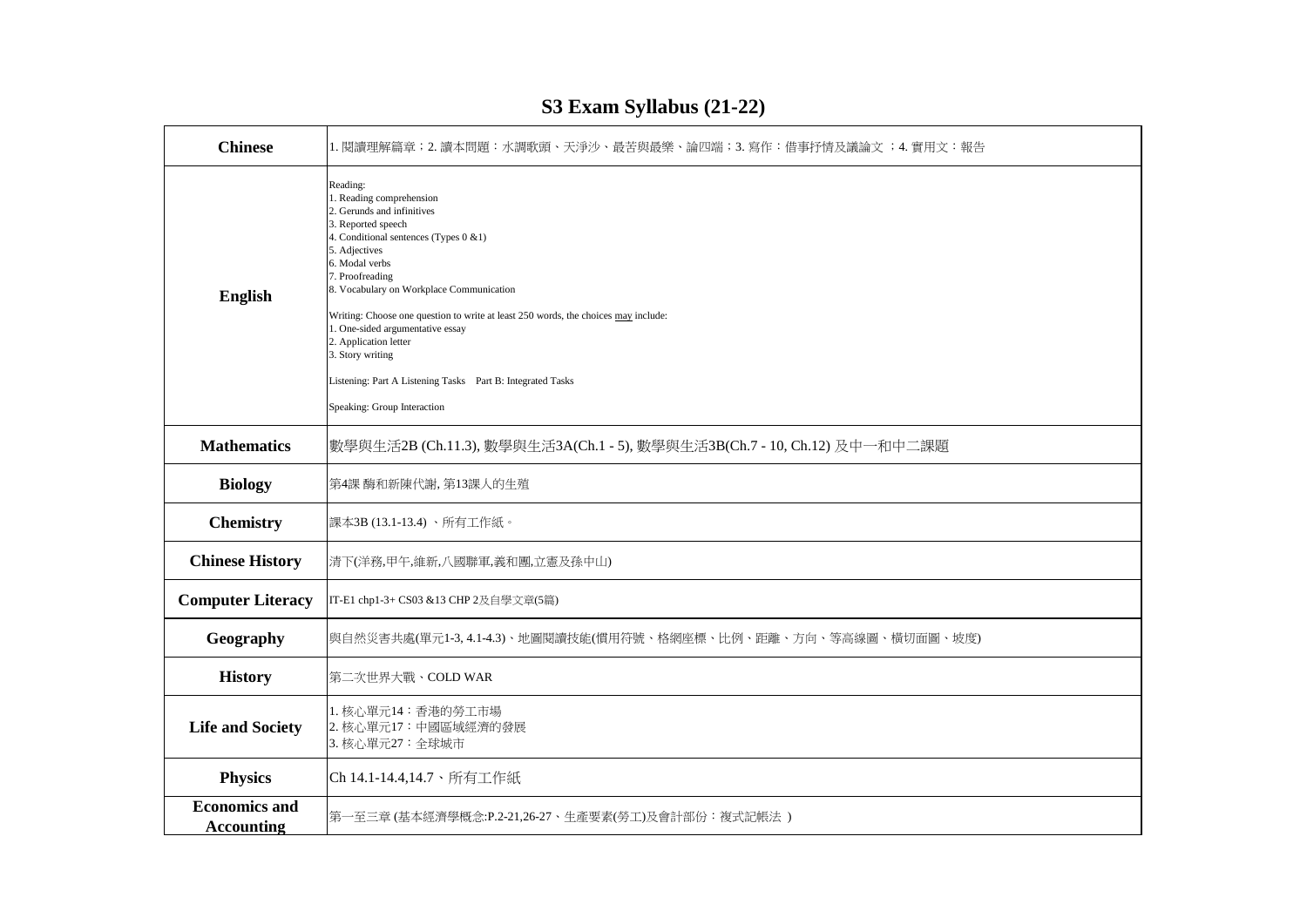# S3 Exam Syllabus (21-22)

| | |
|---|---|
| **Chinese** | 1. 閱讀理解篇章；2. 讀本問題：水調歌頭、天淨沙、最苦與最樂、論四端；3. 寫作：借事抒情及議論文 ；4. 實用文：報告 |
| **English** | Reading:<br>1. Reading comprehension<br>2. Gerunds and infinitives<br>3. Reported speech<br>4. Conditional sentences (Types 0 &1)<br>5. Adjectives<br>6. Modal verbs<br>7. Proofreading<br>8. Vocabulary on Workplace Communication<br><br>Writing: Choose one question to write at least 250 words, the choices <u>may</u> include:<br>1. One-sided argumentative essay<br>2. Application letter<br>3. Story writing<br><br>Listening: Part A Listening Tasks Part B: Integrated Tasks<br><br>Speaking: Group Interaction |
| **Mathematics** | 數學與生活2B (Ch.11.3), 數學與生活3A(Ch.1 - 5), 數學與生活3B(Ch.7 - 10, Ch.12) 及中一和中二課題 |
| **Biology** | 第4課 酶和新陳代謝, 第13課人的生殖 |
| **Chemistry** | 課本3B (13.1-13.4) 、所有工作紙。 |
| **Chinese History** | 清下(洋務,甲午,維新,八國聯軍,義和團,立憲及孫中山) |
| **Computer Literacy** | IT-E1 chp1-3+ CS03 &13 CHP 2及自學文章(5篇) |
| **Geography** | 與自然災害共處(單元1-3, 4.1-4.3)、地圖閱讀技能(慣用符號、格網座標、比例、距離、方向、等高線圖、橫切面圖、坡度) |
| **History** | 第二次世界大戰、COLD WAR |
| **Life and Society** | 1. 核心單元14：香港的勞工市場<br>2. 核心單元17：中國區域經濟的發展<br>3. 核心單元27：全球城市 |
| **Physics** | Ch 14.1-14.4,14.7、所有工作紙 |
| **Economics and Accounting** | 第一至三章 (基本經濟學概念:P.2-21,26-27、生產要素(勞工)及會計部份：復式記帳法 ) |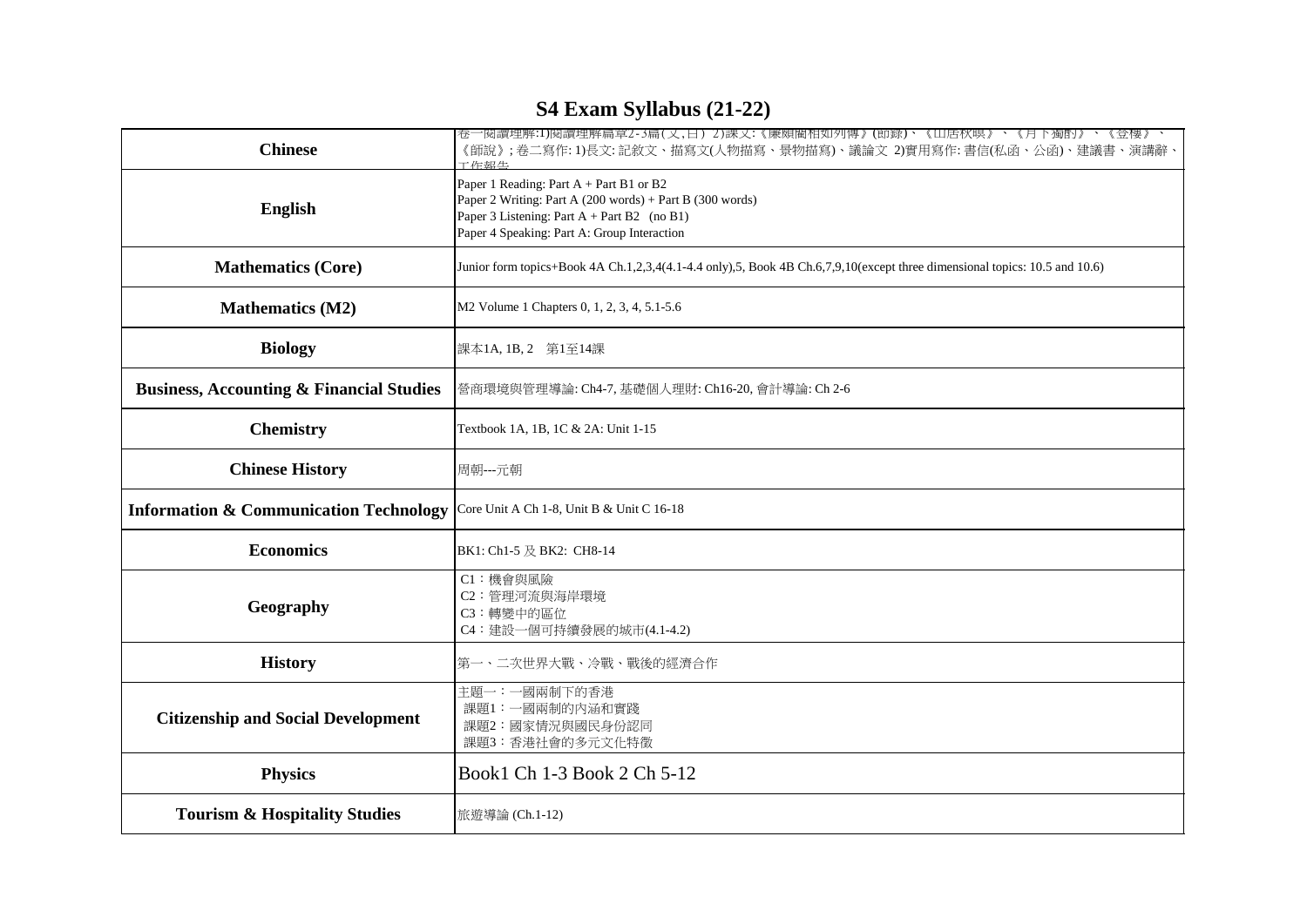# S4 Exam Syllabus (21-22)

| | |
|---|---|
| **Chinese** | 卷一閱讀理解:1)閱讀理解篇章2-3篇(文,白) 2)課文:《廉頗藺相如列傳》(節錄)、《山居秋暝》、《月下獨酌》、《登樓》、《師說》;卷二寫作: 1)長文: 記敘文、描寫文(人物描寫、景物描寫)、議論文 2)實用寫作: 書信(私函、公函)、建議書、演講辭、工作報告 |
| **English** | Paper 1 Reading: Part A + Part B1 or B2<br>Paper 2 Writing: Part A (200 words) + Part B (300 words)<br>Paper 3 Listening: Part A + Part B2 (no B1)<br>Paper 4 Speaking: Part A: Group Interaction |
| **Mathematics (Core)** | Junior form topics+Book 4A Ch.1,2,3,4(4.1-4.4 only),5, Book 4B Ch.6,7,9,10(except three dimensional topics: 10.5 and 10.6) |
| **Mathematics (M2)** | M2 Volume 1 Chapters 0, 1, 2, 3, 4, 5.1-5.6 |
| **Biology** | 課本1A, 1B, 2 第1至14課 |
| **Business, Accounting & Financial Studies** | 營商環境與管理導論: Ch4-7, 基礎個人理財: Ch16-20, 會計導論: Ch 2-6 |
| **Chemistry** | Textbook 1A, 1B, 1C & 2A: Unit 1-15 |
| **Chinese History** | 周朝---元朝 |
| **Information & Communication Technology** | Core Unit A Ch 1-8, Unit B & Unit C 16-18 |
| **Economics** | BK1: Ch1-5 及 BK2: CH8-14 |
| **Geography** | C1：機會與風險<br>C2：管理河流與海岸環境<br>C3：轉變中的區位<br>C4：建設一個可持續發展的城市(4.1-4.2) |
| **History** | 第一、二次世界大戰、冷戰、戰後的經濟合作 |
| **Citizenship and Social Development** | 主題一：一國兩制下的香港<br>課題1：一國兩制的內涵和實踐<br>課題2：國家情況與國民身份認同<br>課題3：香港社會的多元文化特徵 |
| **Physics** | Book1 Ch 1-3 Book 2 Ch 5-12 |
| **Tourism & Hospitality Studies** | 旅遊導論 (Ch.1-12) |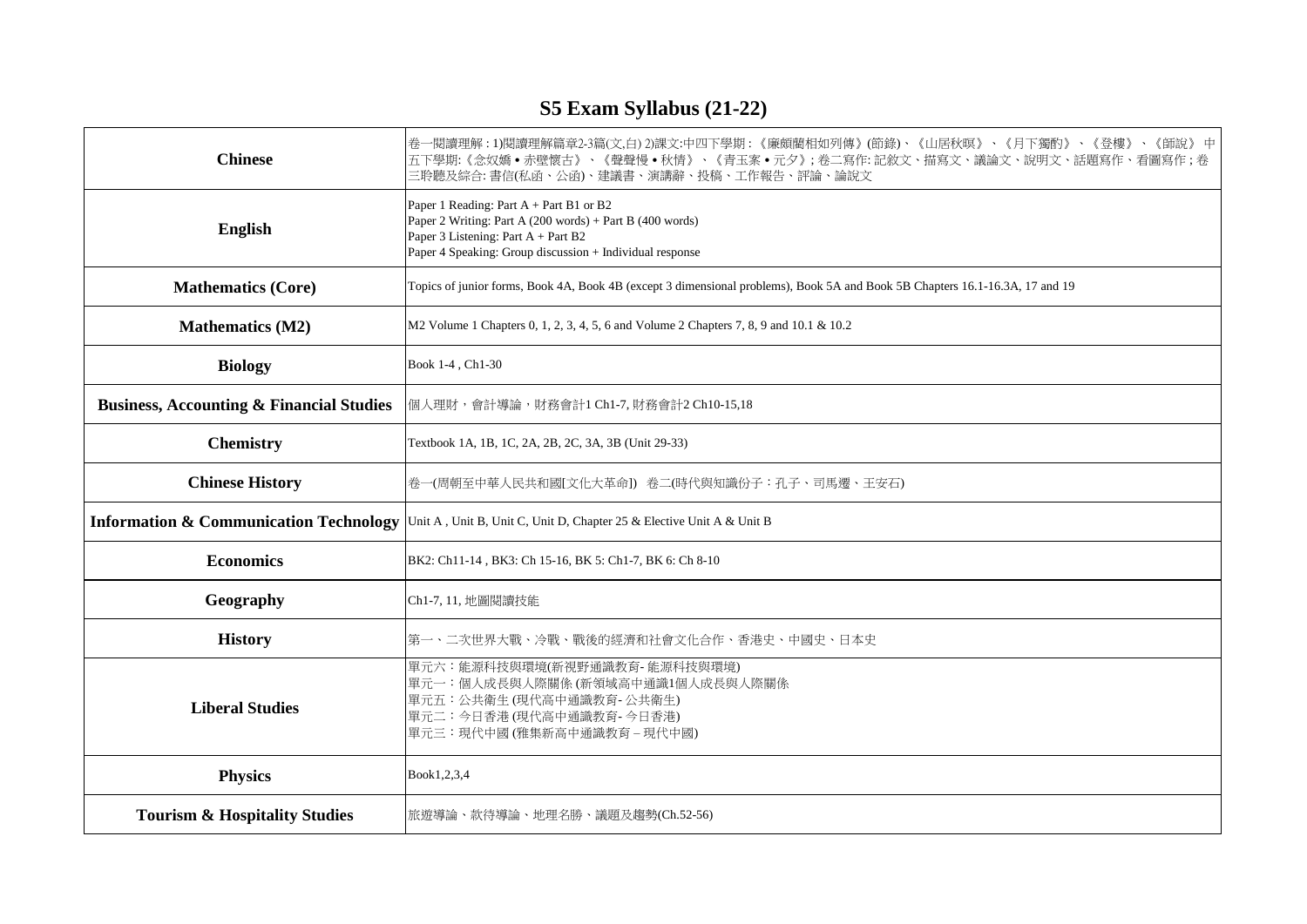# S5 Exam Syllabus (21-22)

| | |
|---|---|
| **Chinese** | 卷一閱讀理解 : 1)閱讀理解篇章2-3篇(文,白) 2)課文:中四下學期 : 《廉頗藺相如列傳》(節錄)、《山居秋暝》、《月下獨酌》、《登樓》、《師說》 中五下學期:《念奴嬌 • 赤壁懷古》、《聲聲慢 • 秋情》、《青玉案 • 元夕》; 卷二寫作: 記敘文、描寫文、議論文、說明文、話題寫作、看圖寫作 ; 卷三聆聽及綜合: 書信(私函、公函)、建議書、演講辭、投稿、工作報告、評論、論說文 |
| **English** | Paper 1 Reading: Part A + Part B1 or B2<br>Paper 2 Writing: Part A (200 words) + Part B (400 words)<br>Paper 3 Listening: Part A + Part B2<br>Paper 4 Speaking: Group discussion + Individual response |
| **Mathematics (Core)** | Topics of junior forms, Book 4A, Book 4B (except 3 dimensional problems), Book 5A and Book 5B Chapters 16.1-16.3A, 17 and 19 |
| **Mathematics (M2)** | M2 Volume 1 Chapters 0, 1, 2, 3, 4, 5, 6 and Volume 2 Chapters 7, 8, 9 and 10.1 & 10.2 |
| **Biology** | Book 1-4 , Ch1-30 |
| **Business, Accounting & Financial Studies** | 個人理財，會計導論，財務會計1 Ch1-7, 財務會計2 Ch10-15,18 |
| **Chemistry** | Textbook 1A, 1B, 1C, 2A, 2B, 2C, 3A, 3B (Unit 29-33) |
| **Chinese History** | 卷一(周朝至中華人民共和國[文化大革命]) 卷二(時代與知識份子：孔子、司馬遷、王安石) |
| **Information & Communication Technology** | Unit A , Unit B, Unit C, Unit D, Chapter 25 & Elective Unit A & Unit B |
| **Economics** | BK2: Ch11-14 , BK3: Ch 15-16, BK 5: Ch1-7, BK 6: Ch 8-10 |
| **Geography** | Ch1-7, 11, 地圖閱讀技能 |
| **History** | 第一、二次世界大戰、冷戰、戰後的經濟和社會文化合作、香港史、中國史、日本史 |
| **Liberal Studies** | 單元六：能源科技與環境(新視野通識教育- 能源科技與環境)<br>單元一：個人成長與人際關係 (新領域高中通識1個人成長與人際關係<br>單元五：公共衛生 (現代高中通識教育- 公共衛生)<br>單元二：今日香港 (現代高中通識教育- 今日香港)<br>單元三：現代中國 (雅集新高中通識教育 – 現代中國) |
| **Physics** | Book1,2,3,4 |
| **Tourism & Hospitality Studies** | 旅遊導論、款待導論、地理名勝、議題及趨勢(Ch.52-56) |